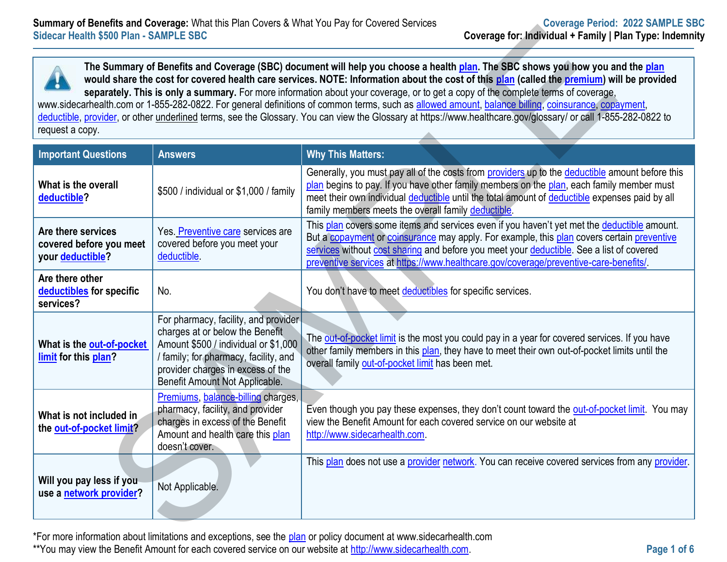**Summary of Benefits and Coverage:** What this Plan Covers & What You Pay for Covered Services

**Sidecar Health $500 Plan - SAMPLE SBC**

**Coverage Period: 2022 SAMPLE SBC**

**Coverage for: Individual + Family | Plan Type: Indemnity**

**The Summary of Benefits and Coverage (SBC) document will help you choose a health plan. The SBC shows you how you and the plan would share the cost for covered health care services. NOTE: Information about the cost of this plan (called the premium) will be provided separately. This is only a summary.** For more information about your coverage, or to get a copy of the complete terms of coverage, www.sidecarhealth.com or 1-855-282-0822. For general definitions of common terms, such as allowed amount, balance billing, coinsurance, copayment, deductible, provider, or other underlined terms, see the Glossary. You can view the Glossary at https://www.healthcare.gov/glossary/ or call 1-855-282-0822 to request a copy.

| Important Questions | Answers | Why This Matters: |
|---|---|---|
| **What is the overall deductible?** | $500 / individual or $1,000 / family | Generally, you must pay all of the costs from providers up to the deductible amount before this plan begins to pay. If you have other family members on the plan, each family member must meet their own individual deductible until the total amount of deductible expenses paid by all family members meets the overall family deductible. |
| **Are there services covered before you meet your deductible?** | Yes. Preventive care services are covered before you meet your deductible. | This plan covers some items and services even if you haven't yet met the deductible amount. But a copayment or coinsurance may apply. For example, this plan covers certain preventive services without cost sharing and before you meet your deductible. See a list of covered preventive services at https://www.healthcare.gov/coverage/preventive-care-benefits/. |
| **Are there other deductibles for specific services?** | No. | You don't have to meet deductibles for specific services. |
| **What is the out-of-pocket limit for this plan?** | For pharmacy, facility, and provider charges at or below the Benefit Amount $500 / individual or $1,000 / family; for pharmacy, facility, and provider charges in excess of the Benefit Amount Not Applicable. | The out-of-pocket limit is the most you could pay in a year for covered services. If you have other family members in this plan, they have to meet their own out-of-pocket limits until the overall family out-of-pocket limit has been met. |
| **What is not included in the out-of-pocket limit?** | Premiums, balance-billing charges, pharmacy, facility, and provider charges in excess of the Benefit Amount and health care this plan doesn't cover. | Even though you pay these expenses, they don't count toward the out-of-pocket limit. You may view the Benefit Amount for each covered service on our website at http://www.sidecarhealth.com. |
| **Will you pay less if you use a network provider?** | Not Applicable. | This plan does not use a provider network. You can receive covered services from any provider. |

*For more information about limitations and exceptions, see the plan or policy document at www.sidecarhealth.com

**You may view the Benefit Amount for each covered service on our website at http://www.sidecarhealth.com.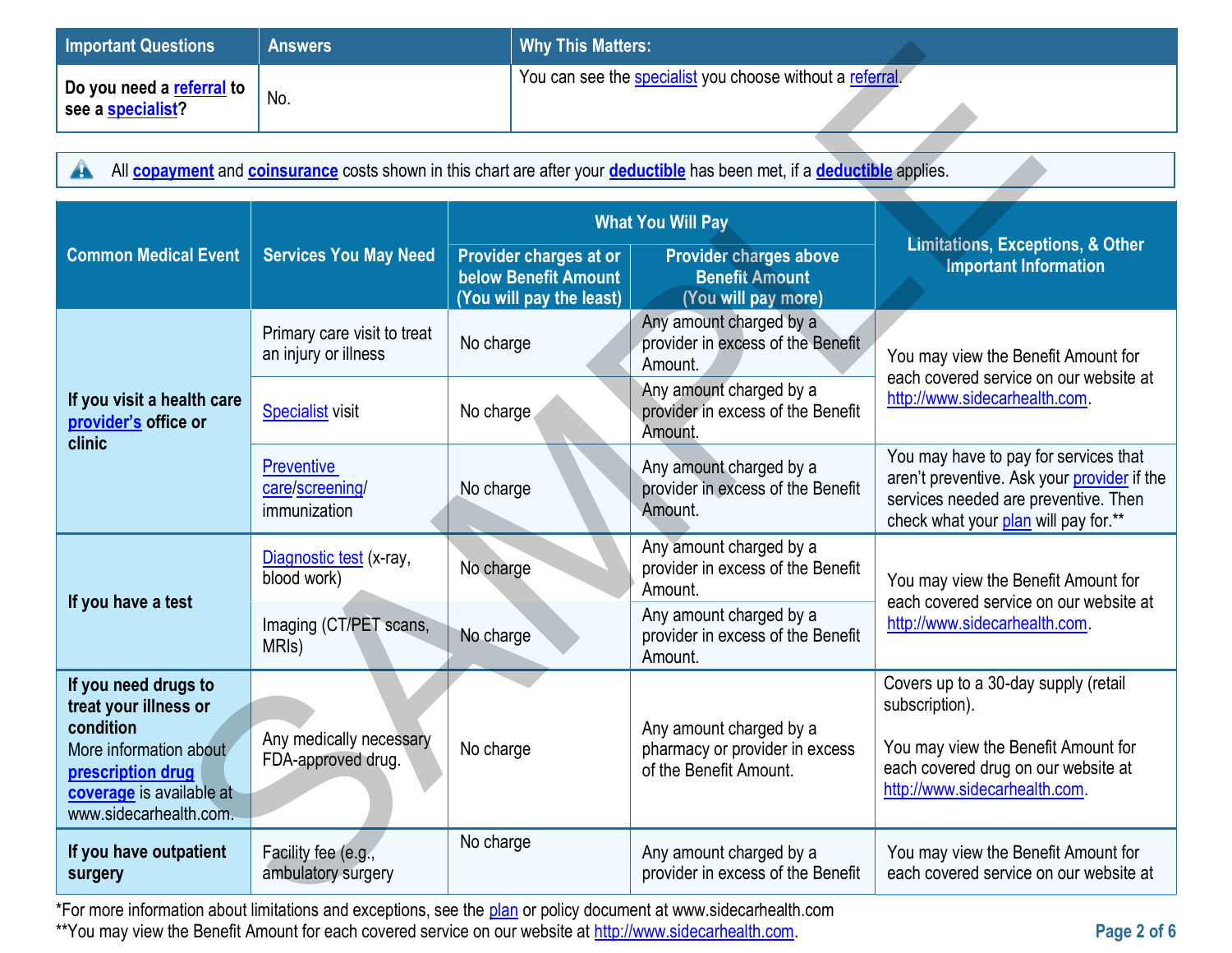| Important Questions | Answers | Why This Matters: |
| --- | --- | --- |
| **Do you need a referral to see a specialist?** | No. | You can see the specialist you choose without a referral. |

All **copayment** and **coinsurance** costs shown in this chart are after your **deductible** has been met, if a **deductible** applies.

| Common Medical Event | Services You May Need | What You Will Pay | | Limitations, Exceptions, & Other Important Information |
| --- | --- | --- | --- | --- |
| | | Provider charges at or below Benefit Amount (You will pay the least) | Provider charges above Benefit Amount (You will pay more) | |
| **If you visit a health care provider's office or clinic** | Primary care visit to treat an injury or illness | No charge | Any amount charged by a provider in excess of the Benefit Amount. | You may view the Benefit Amount for each covered service on our website at http://www.sidecarhealth.com. |
| | Specialist visit | No charge | Any amount charged by a provider in excess of the Benefit Amount. | |
| | Preventive care/screening/ immunization | No charge | Any amount charged by a provider in excess of the Benefit Amount. | You may have to pay for services that aren't preventive. Ask your provider if the services needed are preventive. Then check what your plan will pay for.** |
| **If you have a test** | Diagnostic test (x-ray, blood work) | No charge | Any amount charged by a provider in excess of the Benefit Amount. | You may view the Benefit Amount for each covered service on our website at http://www.sidecarhealth.com. |
| | Imaging (CT/PET scans, MRIs) | No charge | Any amount charged by a provider in excess of the Benefit Amount. | |
| **If you need drugs to treat your illness or condition** More information about **prescription drug coverage** is available at www.sidecarhealth.com. | Any medically necessary FDA-approved drug. | No charge | Any amount charged by a pharmacy or provider in excess of the Benefit Amount. | Covers up to a 30-day supply (retail subscription). You may view the Benefit Amount for each covered drug on our website at http://www.sidecarhealth.com. |
| **If you have outpatient surgery** | Facility fee (e.g., ambulatory surgery | No charge | Any amount charged by a provider in excess of the Benefit | You may view the Benefit Amount for each covered service on our website at |

*For more information about limitations and exceptions, see the plan or policy document at www.sidecarhealth.com
**You may view the Benefit Amount for each covered service on our website at http://www.sidecarhealth.com.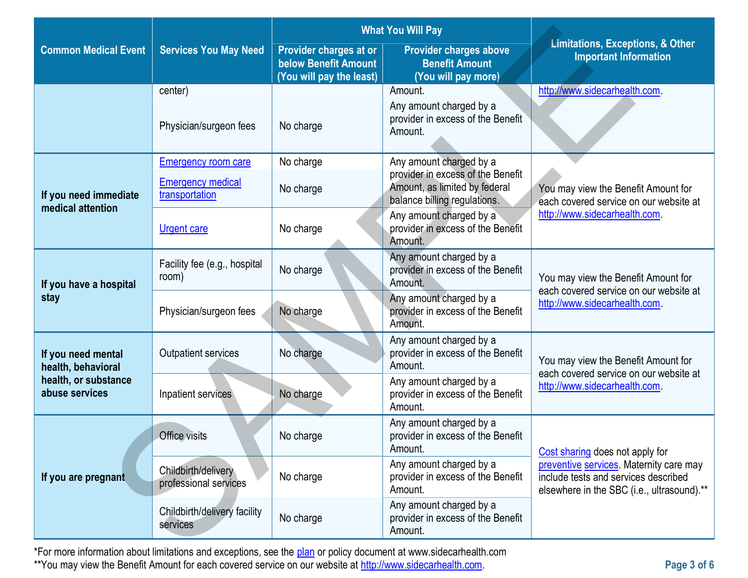| Common Medical Event | Services You May Need | What You Will Pay | | Limitations, Exceptions, & Other Important Information |
|---|---|---|---|---|
| | | Provider charges at or below Benefit Amount (You will pay the least) | Provider charges above Benefit Amount (You will pay more) | |
| | center) | | Amount. | http://www.sidecarhealth.com. |
| | Physician/surgeon fees | No charge | Any amount charged by a provider in excess of the Benefit Amount. | |
| If you need immediate medical attention | Emergency room care | No charge | Any amount charged by a provider in excess of the Benefit Amount, as limited by federal balance billing regulations. | You may view the Benefit Amount for each covered service on our website at http://www.sidecarhealth.com. |
| | Emergency medical transportation | No charge | | |
| | Urgent care | No charge | Any amount charged by a provider in excess of the Benefit Amount. | |
| If you have a hospital stay | Facility fee (e.g., hospital room) | No charge | Any amount charged by a provider in excess of the Benefit Amount. | You may view the Benefit Amount for each covered service on our website at http://www.sidecarhealth.com. |
| | Physician/surgeon fees | No charge | Any amount charged by a provider in excess of the Benefit Amount. | |
| If you need mental health, behavioral health, or substance abuse services | Outpatient services | No charge | Any amount charged by a provider in excess of the Benefit Amount. | You may view the Benefit Amount for each covered service on our website at http://www.sidecarhealth.com. |
| | Inpatient services | No charge | Any amount charged by a provider in excess of the Benefit Amount. | |
| If you are pregnant | Office visits | No charge | Any amount charged by a provider in excess of the Benefit Amount. | Cost sharing does not apply for preventive services. Maternity care may include tests and services described elsewhere in the SBC (i.e., ultrasound).** |
| | Childbirth/delivery professional services | No charge | Any amount charged by a provider in excess of the Benefit Amount. | |
| | Childbirth/delivery facility services | No charge | Any amount charged by a provider in excess of the Benefit Amount. | |

*For more information about limitations and exceptions, see the plan or policy document at www.sidecarhealth.com
**You may view the Benefit Amount for each covered service on our website at http://www.sidecarhealth.com.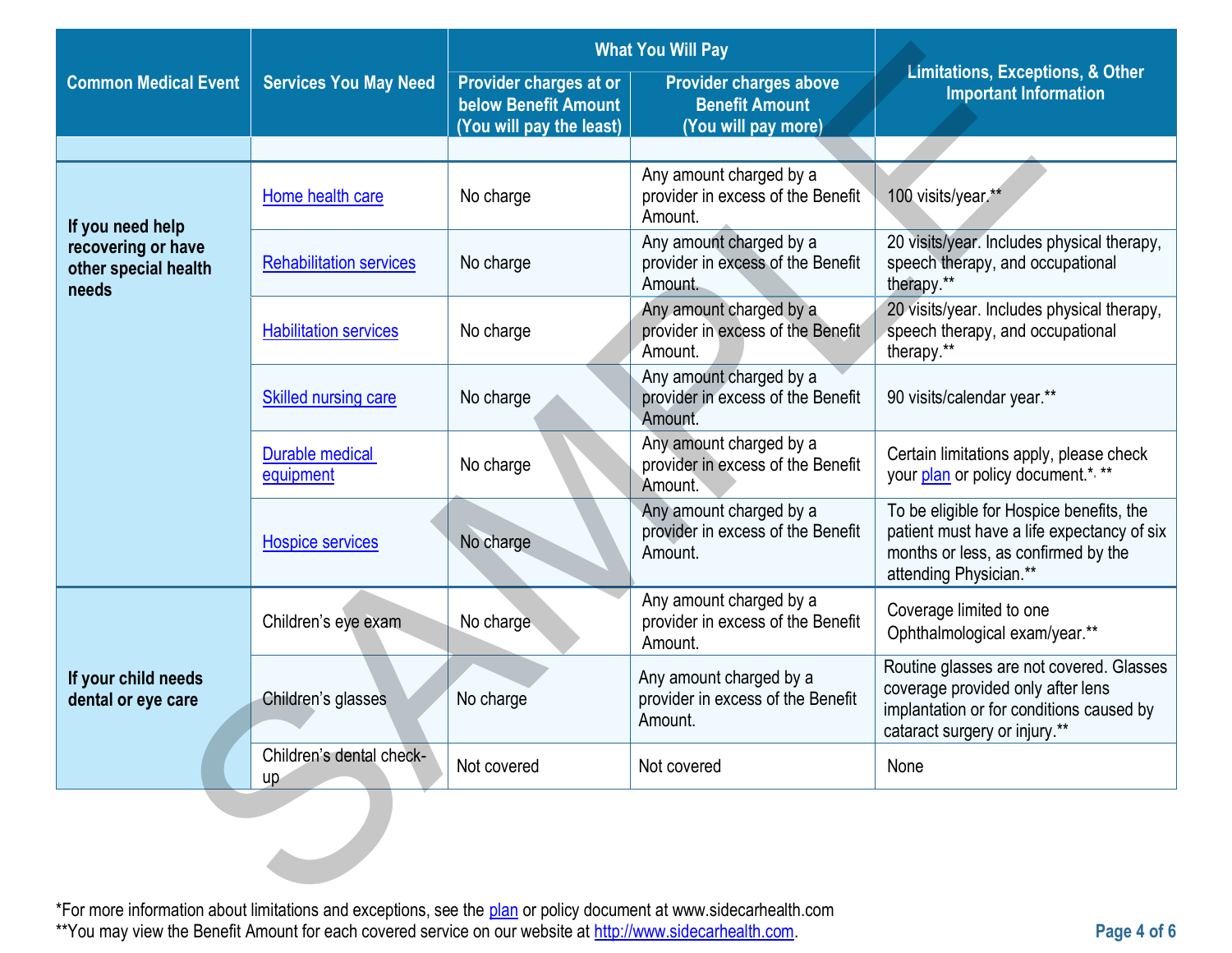| Common Medical Event | Services You May Need | What You Will Pay | | Limitations, Exceptions, & Other Important Information |
|---|---|---|---|---|
| | | Provider charges at or below Benefit Amount (You will pay the least) | Provider charges above Benefit Amount (You will pay more) | |
| If you need help recovering or have other special health needs | Home health care | No charge | Any amount charged by a provider in excess of the Benefit Amount. | 100 visits/year.** |
| | Rehabilitation services | No charge | Any amount charged by a provider in excess of the Benefit Amount. | 20 visits/year. Includes physical therapy, speech therapy, and occupational therapy.** |
| | Habilitation services | No charge | Any amount charged by a provider in excess of the Benefit Amount. | 20 visits/year. Includes physical therapy, speech therapy, and occupational therapy.** |
| | Skilled nursing care | No charge | Any amount charged by a provider in excess of the Benefit Amount. | 90 visits/calendar year.** |
| | Durable medical equipment | No charge | Any amount charged by a provider in excess of the Benefit Amount. | Certain limitations apply, please check your plan or policy document.*, ** |
| | Hospice services | No charge | Any amount charged by a provider in excess of the Benefit Amount. | To be eligible for Hospice benefits, the patient must have a life expectancy of six months or less, as confirmed by the attending Physician.** |
| If your child needs dental or eye care | Children's eye exam | No charge | Any amount charged by a provider in excess of the Benefit Amount. | Coverage limited to one Ophthalmological exam/year.** |
| | Children's glasses | No charge | Any amount charged by a provider in excess of the Benefit Amount. | Routine glasses are not covered. Glasses coverage provided only after lens implantation or for conditions caused by cataract surgery or injury.** |
| | Children's dental check-up | Not covered | Not covered | None |

*For more information about limitations and exceptions, see the plan or policy document at www.sidecarhealth.com
**You may view the Benefit Amount for each covered service on our website at http://www.sidecarhealth.com.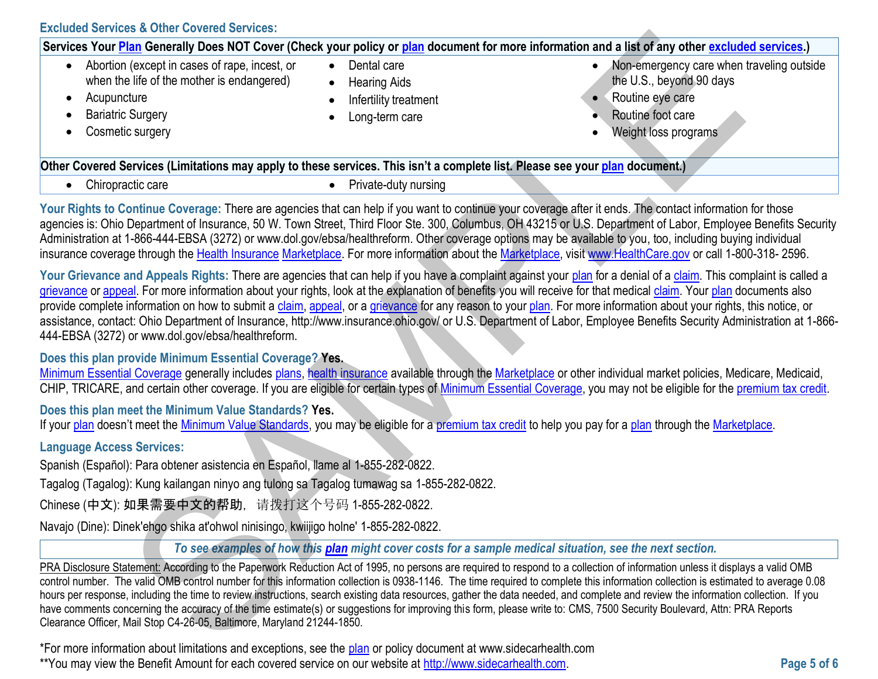## Excluded Services & Other Covered Services:

| Services Your Plan Generally Does NOT Cover (Check your policy or plan document for more information and a list of any other excluded services.) | | |
|---|---|---|
| • Abortion (except in cases of rape, incest, or when the life of the mother is endangered)<br>• Acupuncture<br>• Bariatric Surgery<br>• Cosmetic surgery | • Dental care<br>• Hearing Aids<br>• Infertility treatment<br>• Long-term care | • Non-emergency care when traveling outside the U.S., beyond 90 days<br>• Routine eye care<br>• Routine foot care<br>• Weight loss programs |

| Other Covered Services (Limitations may apply to these services. This isn't a complete list. Please see your plan document.) | |
|---|---|
| • Chiropractic care | • Private-duty nursing |

**Your Rights to Continue Coverage:** There are agencies that can help if you want to continue your coverage after it ends. The contact information for those agencies is: Ohio Department of Insurance, 50 W. Town Street, Third Floor Ste. 300, Columbus, OH 43215 or U.S. Department of Labor, Employee Benefits Security Administration at 1-866-444-EBSA (3272) or www.dol.gov/ebsa/healthreform. Other coverage options may be available to you, too, including buying individual insurance coverage through the Health Insurance Marketplace. For more information about the Marketplace, visit www.HealthCare.gov or call 1-800-318- 2596.

**Your Grievance and Appeals Rights:** There are agencies that can help if you have a complaint against your plan for a denial of a claim. This complaint is called a grievance or appeal. For more information about your rights, look at the explanation of benefits you will receive for that medical claim. Your plan documents also provide complete information on how to submit a claim, appeal, or a grievance for any reason to your plan. For more information about your rights, this notice, or assistance, contact: Ohio Department of Insurance, http://www.insurance.ohio.gov/ or U.S. Department of Labor, Employee Benefits Security Administration at 1-866-444-EBSA (3272) or www.dol.gov/ebsa/healthreform.

**Does this plan provide Minimum Essential Coverage? Yes.**
Minimum Essential Coverage generally includes plans, health insurance available through the Marketplace or other individual market policies, Medicare, Medicaid, CHIP, TRICARE, and certain other coverage. If you are eligible for certain types of Minimum Essential Coverage, you may not be eligible for the premium tax credit.

**Does this plan meet the Minimum Value Standards? Yes.**
If your plan doesn't meet the Minimum Value Standards, you may be eligible for a premium tax credit to help you pay for a plan through the Marketplace.

**Language Access Services:**

Spanish (Español): Para obtener asistencia en Español, llame al 1-855-282-0822.

Tagalog (Tagalog): Kung kailangan ninyo ang tulong sa Tagalog tumawag sa 1-855-282-0822.

Chinese (中文): 如果需要中文的帮助，请拨打这个号码 1-855-282-0822.

Navajo (Dine): Dinek'ehgo shika at'ohwol ninisingo, kwiijigo holne' 1-855-282-0822.

*To see examples of how this **plan** might cover costs for a sample medical situation, see the next section.*

PRA Disclosure Statement: According to the Paperwork Reduction Act of 1995, no persons are required to respond to a collection of information unless it displays a valid OMB control number. The valid OMB control number for this information collection is 0938-1146. The time required to complete this information collection is estimated to average 0.08 hours per response, including the time to review instructions, search existing data resources, gather the data needed, and complete and review the information collection. If you have comments concerning the accuracy of the time estimate(s) or suggestions for improving this form, please write to: CMS, 7500 Security Boulevard, Attn: PRA Reports Clearance Officer, Mail Stop C4-26-05, Baltimore, Maryland 21244-1850.

*For more information about limitations and exceptions, see the plan or policy document at www.sidecarhealth.com
**You may view the Benefit Amount for each covered service on our website at http://www.sidecarhealth.com.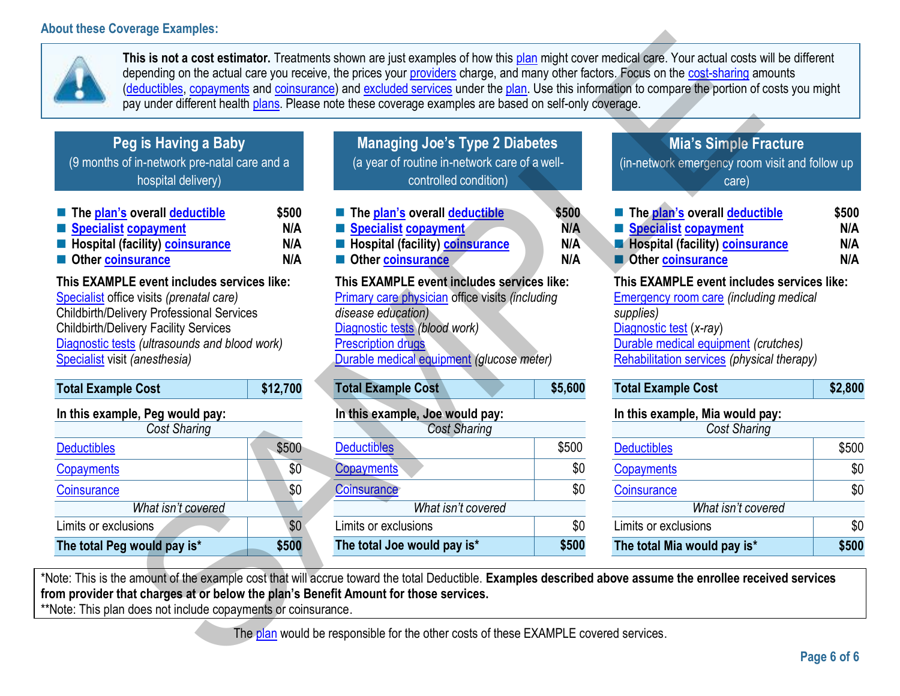## About these Coverage Examples:

**This is not a cost estimator.** Treatments shown are just examples of how this plan might cover medical care. Your actual costs will be different depending on the actual care you receive, the prices your providers charge, and many other factors. Focus on the cost-sharing amounts (deductibles, copayments and coinsurance) and excluded services under the plan. Use this information to compare the portion of costs you might pay under different health plans. Please note these coverage examples are based on self-only coverage.

### Peg is Having a Baby
(9 months of in-network pre-natal care and a hospital delivery)

| | |
|---|---|
| **The plan's overall deductible** | **$500** |
| **Specialist copayment** | **N/A** |
| **Hospital (facility) coinsurance** | **N/A** |
| **Other coinsurance** | **N/A** |

**This EXAMPLE event includes services like:**
Specialist office visits *(prenatal care)*
Childbirth/Delivery Professional Services
Childbirth/Delivery Facility Services
Diagnostic tests *(ultrasounds and blood work)*
Specialist visit *(anesthesia)*

| **Total Example Cost** | **$12,700** |
|---|---|
| **In this example, Peg would pay:** | |
| *Cost Sharing* | |
| Deductibles | $500 |
| Copayments | $0 |
| Coinsurance | $0 |
| *What isn't covered* | |
| Limits or exclusions | $0 |
| **The total Peg would pay is*** | **$500** |

### Managing Joe's Type 2 Diabetes
(a year of routine in-network care of a well-controlled condition)

| | |
|---|---|
| **The plan's overall deductible** | **$500** |
| **Specialist copayment** | **N/A** |
| **Hospital (facility) coinsurance** | **N/A** |
| **Other coinsurance** | **N/A** |

**This EXAMPLE event includes services like:**
Primary care physician office visits *(including disease education)*
Diagnostic tests *(blood work)*
Prescription drugs
Durable medical equipment *(glucose meter)*

| **Total Example Cost** | **$5,600** |
|---|---|
| **In this example, Joe would pay:** | |
| *Cost Sharing* | |
| Deductibles | $500 |
| Copayments | $0 |
| Coinsurance | $0 |
| *What isn't covered* | |
| Limits or exclusions | $0 |
| **The total Joe would pay is*** | **$500** |

### Mia's Simple Fracture
(in-network emergency room visit and follow up care)

| | |
|---|---|
| **The plan's overall deductible** | **$500** |
| **Specialist copayment** | **N/A** |
| **Hospital (facility) coinsurance** | **N/A** |
| **Other coinsurance** | **N/A** |

**This EXAMPLE event includes services like:**
Emergency room care *(including medical supplies)*
Diagnostic test *(x-ray)*
Durable medical equipment *(crutches)*
Rehabilitation services *(physical therapy)*

| **Total Example Cost** | **$2,800** |
|---|---|
| **In this example, Mia would pay:** | |
| *Cost Sharing* | |
| Deductibles | $500 |
| Copayments | $0 |
| Coinsurance | $0 |
| *What isn't covered* | |
| Limits or exclusions | $0 |
| **The total Mia would pay is*** | **$500** |

*Note: This is the amount of the example cost that will accrue toward the total Deductible. **Examples described above assume the enrollee received services from provider that charges at or below the plan's Benefit Amount for those services.**
**Note: This plan does not include copayments or coinsurance.

The plan would be responsible for the other costs of these EXAMPLE covered services.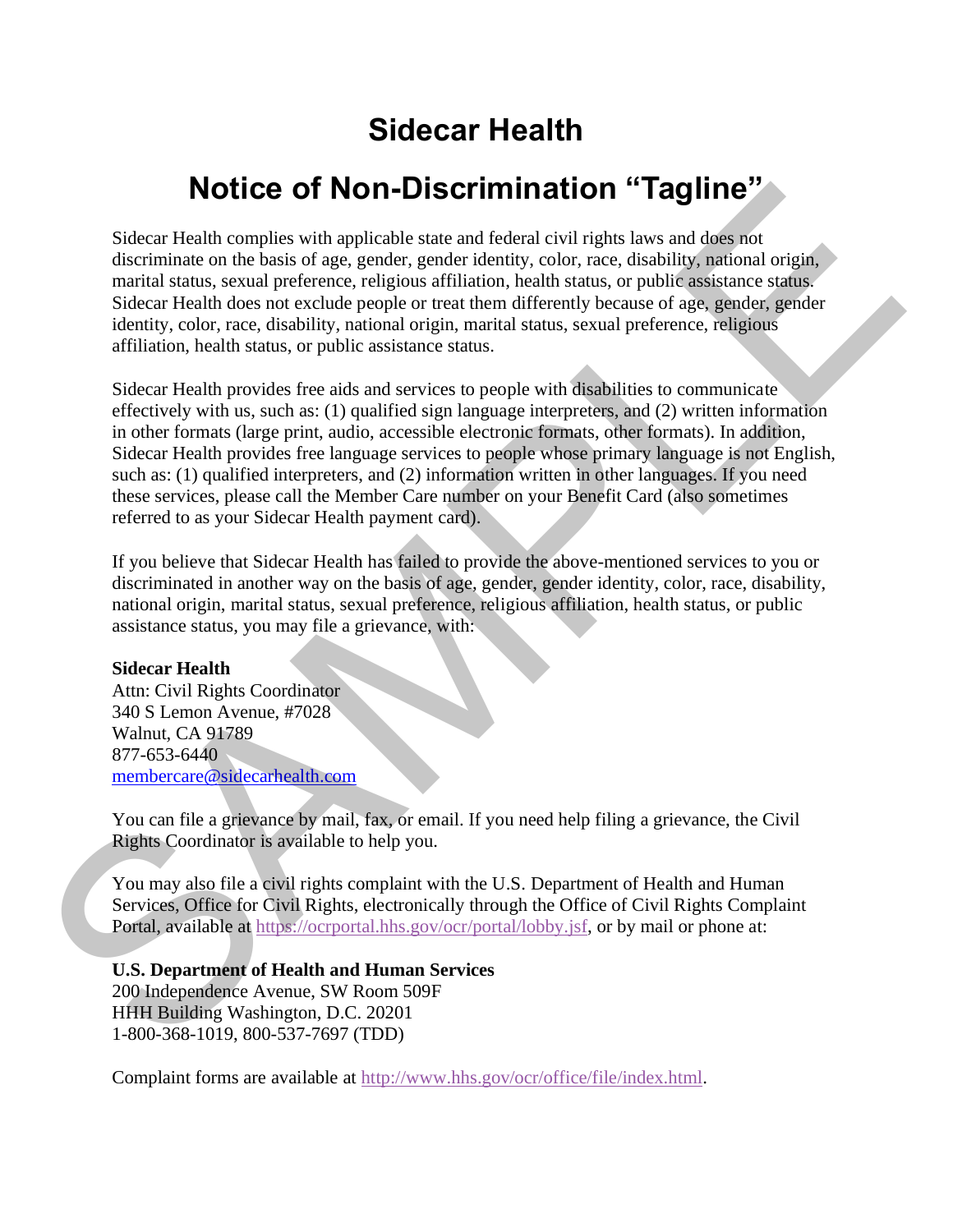# Sidecar Health

# Notice of Non-Discrimination "Tagline"

Sidecar Health complies with applicable state and federal civil rights laws and does not discriminate on the basis of age, gender, gender identity, color, race, disability, national origin, marital status, sexual preference, religious affiliation, health status, or public assistance status. Sidecar Health does not exclude people or treat them differently because of age, gender, gender identity, color, race, disability, national origin, marital status, sexual preference, religious affiliation, health status, or public assistance status.

Sidecar Health provides free aids and services to people with disabilities to communicate effectively with us, such as: (1) qualified sign language interpreters, and (2) written information in other formats (large print, audio, accessible electronic formats, other formats). In addition, Sidecar Health provides free language services to people whose primary language is not English, such as: (1) qualified interpreters, and (2) information written in other languages. If you need these services, please call the Member Care number on your Benefit Card (also sometimes referred to as your Sidecar Health payment card).

If you believe that Sidecar Health has failed to provide the above-mentioned services to you or discriminated in another way on the basis of age, gender, gender identity, color, race, disability, national origin, marital status, sexual preference, religious affiliation, health status, or public assistance status, you may file a grievance, with:

**Sidecar Health**
Attn: Civil Rights Coordinator
340 S Lemon Avenue, #7028
Walnut, CA 91789
877-653-6440
membercare@sidecarhealth.com

You can file a grievance by mail, fax, or email. If you need help filing a grievance, the Civil Rights Coordinator is available to help you.

You may also file a civil rights complaint with the U.S. Department of Health and Human Services, Office for Civil Rights, electronically through the Office of Civil Rights Complaint Portal, available at https://ocrportal.hhs.gov/ocr/portal/lobby.jsf, or by mail or phone at:

**U.S. Department of Health and Human Services**
200 Independence Avenue, SW Room 509F
HHH Building Washington, D.C. 20201
1-800-368-1019, 800-537-7697 (TDD)

Complaint forms are available at http://www.hhs.gov/ocr/office/file/index.html.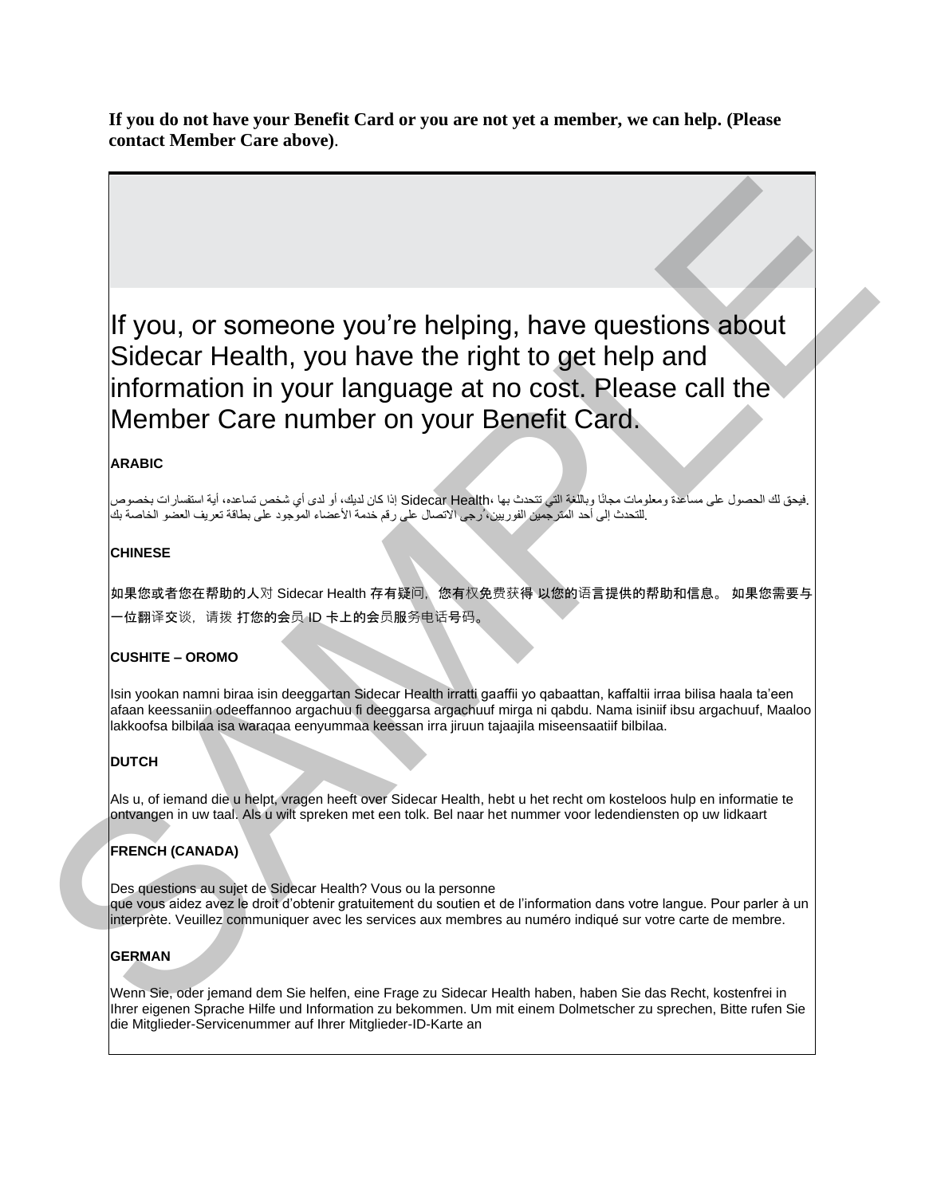**If you do not have your Benefit Card or you are not yet a member, we can help. (Please contact Member Care above)**.

If you, or someone you're helping, have questions about Sidecar Health, you have the right to get help and information in your language at no cost. Please call the Member Care number on your Benefit Card.

**ARABIC**

إذا كان لديك، أو لدى أي شخص تساعده، أية استفسارات بخصوص Sidecar Health، فيحق لك الحصول على مساعدة ومعلومات مجانًا وباللغة التي تتحدث بها.
للتحدث إلى أحد المترجمين الفوريين، يُرجى الاتصال على رقم خدمة الأعضاء الموجود على بطاقة تعريف العضو الخاصة بك.

**CHINESE**

如果您或者您在帮助的人对 Sidecar Health 存有疑问，您有权免费获得 以您的语言提供的帮助和信息。 如果您需要与一位翻译交谈，请拨 打您的会员 ID 卡上的会员服务电话号码。

**CUSHITE – OROMO**

Isin yookan namni biraa isin deeggartan Sidecar Health irratti gaaffii yo qabaattan, kaffaltii irraa bilisa haala ta'een afaan keessaniin odeeffannoo argachuu fi deeggarsa argachuuf mirga ni qabdu. Nama isiniif ibsu argachuuf, Maaloo lakkoofsa bilbilaa isa waraqaa eenyummaa keessan irra jiruun tajaajila miseensaatiif bilbilaa.

**DUTCH**

Als u, of iemand die u helpt, vragen heeft over Sidecar Health, hebt u het recht om kosteloos hulp en informatie te ontvangen in uw taal. Als u wilt spreken met een tolk. Bel naar het nummer voor ledendiensten op uw lidkaart

**FRENCH (CANADA)**

Des questions au sujet de Sidecar Health? Vous ou la personne
que vous aidez avez le droit d'obtenir gratuitement du soutien et de l'information dans votre langue. Pour parler à un interprète. Veuillez communiquer avec les services aux membres au numéro indiqué sur votre carte de membre.

**GERMAN**

Wenn Sie, oder jemand dem Sie helfen, eine Frage zu Sidecar Health haben, haben Sie das Recht, kostenfrei in Ihrer eigenen Sprache Hilfe und Information zu bekommen. Um mit einem Dolmetscher zu sprechen, Bitte rufen Sie die Mitglieder-Servicenummer auf Ihrer Mitglieder-ID-Karte an

SAMPLE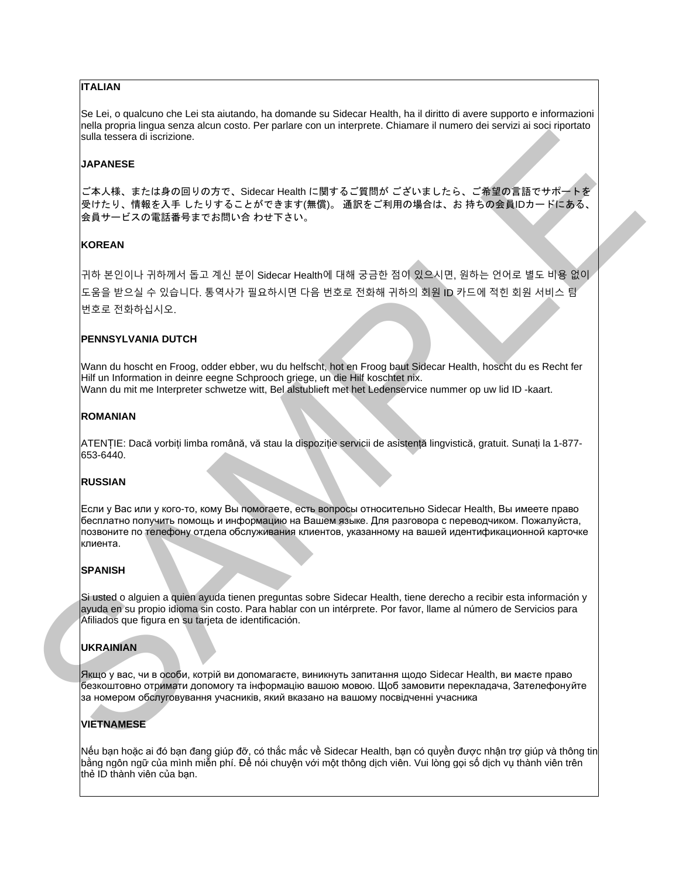**ITALIAN**

Se Lei, o qualcuno che Lei sta aiutando, ha domande su Sidecar Health, ha il diritto di avere supporto e informazioni nella propria lingua senza alcun costo. Per parlare con un interprete. Chiamare il numero dei servizi ai soci riportato sulla tessera di iscrizione.

**JAPANESE**

ご本人様、または身の回りの方で、Sidecar Health に関するご質問が ございましたら、ご希望の言語でサポートを受けたり、情報を入手 したりすることができます(無償)。 通訳をご利用の場合は、お 持ちの会員IDカードにある、会員サービスの電話番号までお問い合 わせ下さい。

**KOREAN**

귀하 본인이나 귀하께서 돕고 계신 분이 Sidecar Health에 대해 궁금한 점이 있으시면, 원하는 언어로 별도 비용 없이 도움을 받으실 수 있습니다. 통역사가 필요하시면 다음 번호로 전화해 귀하의 회원 ID 카드에 적힌 회원 서비스 팀 번호로 전화하십시오.

**PENNSYLVANIA DUTCH**

Wann du hoscht en Froog, odder ebber, wu du helfscht, hot en Froog baut Sidecar Health, hoscht du es Recht fer Hilf un Information in deinre eegne Schprooch griege, un die Hilf koschtet nix.
Wann du mit me Interpreter schwetze witt, Bel alstublieft met het Ledenservice nummer op uw lid ID -kaart.

**ROMANIAN**

ATENȚIE: Dacă vorbiți limba română, vă stau la dispoziție servicii de asistență lingvistică, gratuit. Sunați la 1-877-653-6440.

**RUSSIAN**

Если у Вас или у кого-то, кому Вы помогаете, есть вопросы относительно Sidecar Health, Вы имеете право бесплатно получить помощь и информацию на Вашем языке. Для разговора с переводчиком. Пожалуйста, позвоните по телефону отдела обслуживания клиентов, указанному на вашей идентификационной карточке клиента.

**SPANISH**

Si usted o alguien a quien ayuda tienen preguntas sobre Sidecar Health, tiene derecho a recibir esta información y ayuda en su propio idioma sin costo. Para hablar con un intérprete. Por favor, llame al número de Servicios para Afiliados que figura en su tarjeta de identificación.

**UKRAINIAN**

Якщо у вас, чи в особи, котрій ви допомагаєте, виникнуть запитання щодо Sidecar Health, ви маєте право безкоштовно отримати допомогу та інформацію вашою мовою. Щоб замовити перекладача, Зателефонуйте за номером обслуговування учасників, який вказано на вашому посвідченні учасника

**VIETNAMESE**

Nếu bạn hoặc ai đó bạn đang giúp đỡ, có thắc mắc về Sidecar Health, bạn có quyền được nhận trợ giúp và thông tin bằng ngôn ngữ của mình miễn phí. Để nói chuyện với một thông dịch viên. Vui lòng gọi số dịch vụ thành viên trên thẻ ID thành viên của bạn.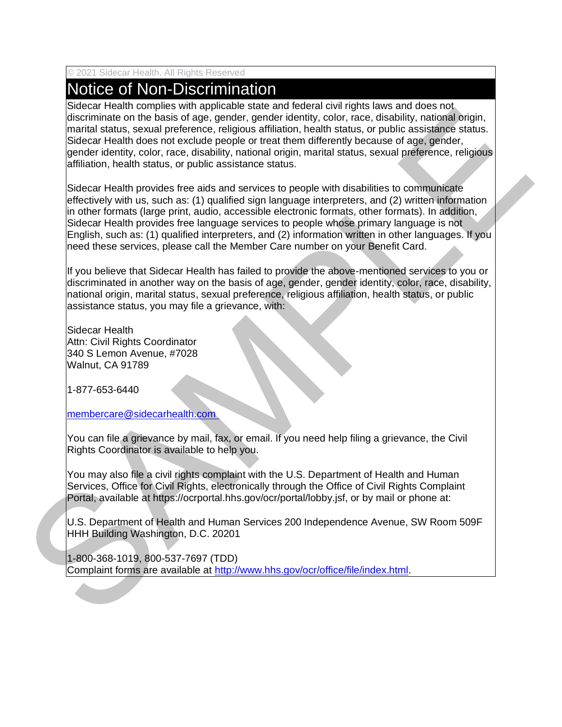© 2021 Sidecar Health. All Rights Reserved

# Notice of Non-Discrimination

Sidecar Health complies with applicable state and federal civil rights laws and does not discriminate on the basis of age, gender, gender identity, color, race, disability, national origin, marital status, sexual preference, religious affiliation, health status, or public assistance status. Sidecar Health does not exclude people or treat them differently because of age, gender, gender identity, color, race, disability, national origin, marital status, sexual preference, religious affiliation, health status, or public assistance status.

Sidecar Health provides free aids and services to people with disabilities to communicate effectively with us, such as: (1) qualified sign language interpreters, and (2) written information in other formats (large print, audio, accessible electronic formats, other formats). In addition, Sidecar Health provides free language services to people whose primary language is not English, such as: (1) qualified interpreters, and (2) information written in other languages. If you need these services, please call the Member Care number on your Benefit Card.

If you believe that Sidecar Health has failed to provide the above-mentioned services to you or discriminated in another way on the basis of age, gender, gender identity, color, race, disability, national origin, marital status, sexual preference, religious affiliation, health status, or public assistance status, you may file a grievance, with:

Sidecar Health
Attn: Civil Rights Coordinator
340 S Lemon Avenue, #7028
Walnut, CA 91789

1-877-653-6440

membercare@sidecarhealth.com

You can file a grievance by mail, fax, or email. If you need help filing a grievance, the Civil Rights Coordinator is available to help you.

You may also file a civil rights complaint with the U.S. Department of Health and Human Services, Office for Civil Rights, electronically through the Office of Civil Rights Complaint Portal, available at https://ocrportal.hhs.gov/ocr/portal/lobby.jsf, or by mail or phone at:

U.S. Department of Health and Human Services 200 Independence Avenue, SW Room 509F HHH Building Washington, D.C. 20201

1-800-368-1019, 800-537-7697 (TDD)
Complaint forms are available at http://www.hhs.gov/ocr/office/file/index.html.

SAMPLE